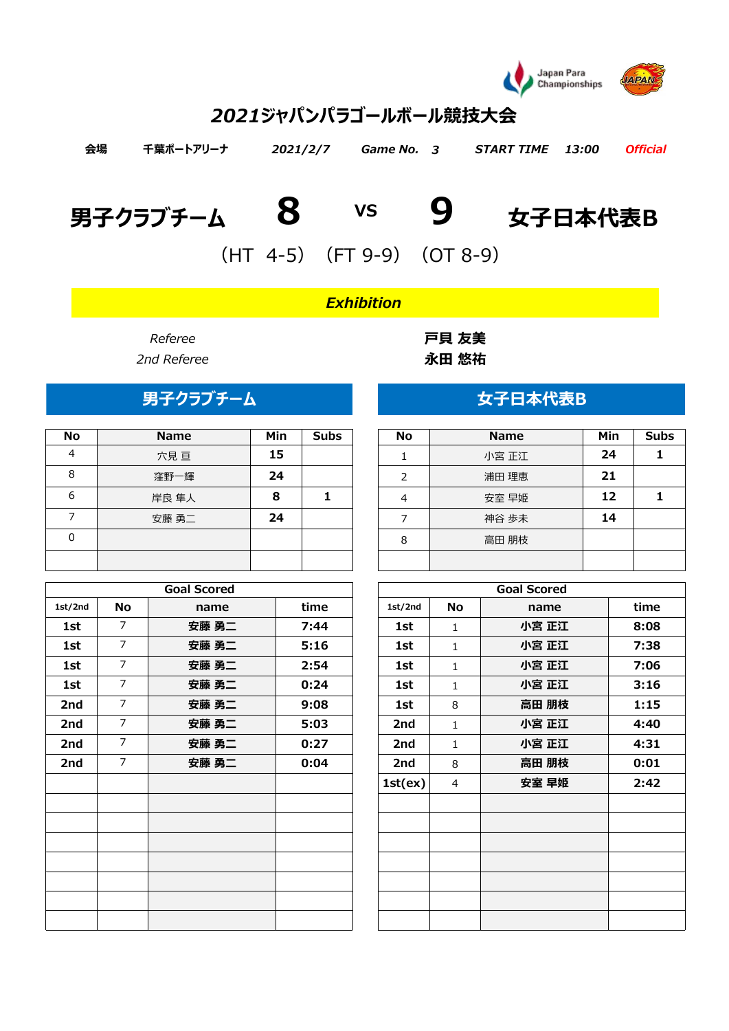# 2021ジャパンパラゴールボール競技大会

会場 千葉ポートアリーナ 2021/2/7 Game No. 3 START TIME 13:00 *Official*

## 男子クラブチーム 8 VS 9 女子日本代表B

(HT 4-5) (FT 9-9) (OT 8-9)

***Exhibition***

*Referee* 戸貝 友美

*2nd Referee* 永田 悠祐

### 男子クラブチーム

| No | Name | Min | Subs |
|---|---|---|---|
| 4 | 穴見 亘 | 15 | |
| 8 | 窪野一輝 | 24 | |
| 6 | 岸良 隼人 | 8 | 1 |
| 7 | 安藤 勇二 | 24 | |
| 0 | | | |
| | | | |

| Goal Scored | | | |
|---|---|---|---|
| 1st/2nd | No | name | time |
| 1st | 7 | 安藤 勇二 | 7:44 |
| 1st | 7 | 安藤 勇二 | 5:16 |
| 1st | 7 | 安藤 勇二 | 2:54 |
| 1st | 7 | 安藤 勇二 | 0:24 |
| 2nd | 7 | 安藤 勇二 | 9:08 |
| 2nd | 7 | 安藤 勇二 | 5:03 |
| 2nd | 7 | 安藤 勇二 | 0:27 |
| 2nd | 7 | 安藤 勇二 | 0:04 |

### 女子日本代表B

| No | Name | Min | Subs |
|---|---|---|---|
| 1 | 小宮 正江 | 24 | 1 |
| 2 | 浦田 理恵 | 21 | |
| 4 | 安室 早姫 | 12 | 1 |
| 7 | 神谷 歩未 | 14 | |
| 8 | 高田 朋枝 | | |
| | | | |

| Goal Scored | | | |
|---|---|---|---|
| 1st/2nd | No | name | time |
| 1st | 1 | 小宮 正江 | 8:08 |
| 1st | 1 | 小宮 正江 | 7:38 |
| 1st | 1 | 小宮 正江 | 7:06 |
| 1st | 1 | 小宮 正江 | 3:16 |
| 1st | 8 | 高田 朋枝 | 1:15 |
| 2nd | 1 | 小宮 正江 | 4:40 |
| 2nd | 1 | 小宮 正江 | 4:31 |
| 2nd | 8 | 高田 朋枝 | 0:01 |
| 1st(ex) | 4 | 安室 早姫 | 2:42 |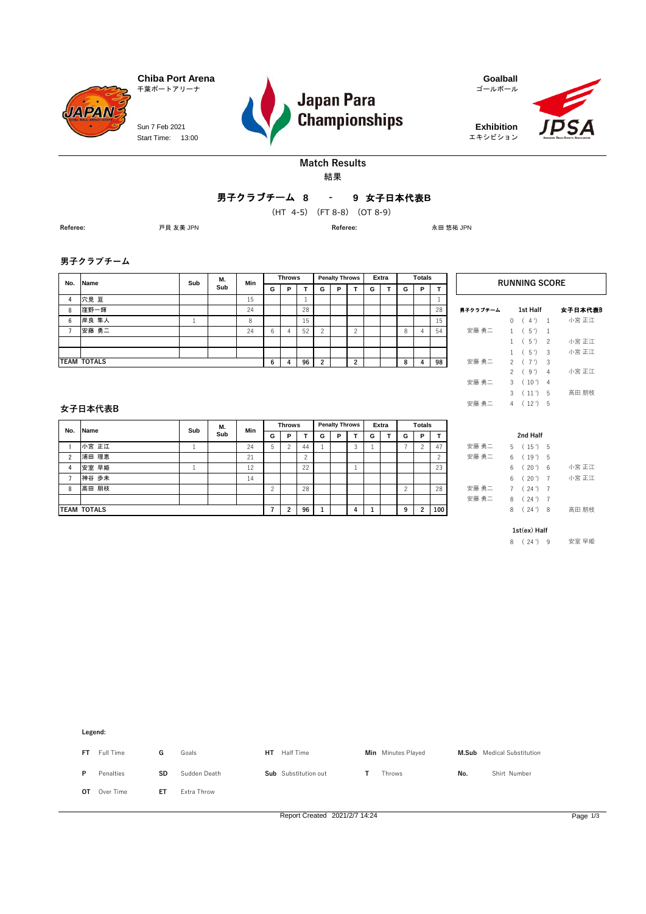**Chiba Port Arena**
千葉ポートアリーナ

Sun 7 Feb 2021
Start Time: 13:00

**Japan Para Championships**

**Goalball**
ゴールボール

**Exhibition**
エキシビション

## Match Results
結果

**男子クラブチーム 8 - 9 女子日本代表B**

(HT 4-5) (FT 8-8) (OT 8-9)

**Referee:** 戸貝 友美 JPN **Referee:** 永田 悠祐 JPN

### 男子クラブチーム

| No. | Name | Sub | M. Sub | Min | Throws | | | Penalty Throws | | | Extra | | Totals | | |
|---|---|---|---|---|---|---|---|---|---|---|---|---|---|---|---|
| | | | | | G | P | T | G | P | T | G | T | G | P | T |
| 4 | 穴見 亘 | | | 15 | | | 1 | | | | | | | | 1 |
| 8 | 窪野一輝 | | | 24 | | | 28 | | | | | | | | 28 |
| 6 | 岸良 隼人 | 1 | | 8 | | | 15 | | | | | | | | 15 |
| 7 | 安藤 勇二 | | | 24 | 6 | 4 | 52 | 2 | | 2 | | | 8 | 4 | 54 |
| | | | | | | | | | | | | | | | |
| | | | | | | | | | | | | | | | |
| **TEAM TOTALS** | | | | | **6** | **4** | **96** | **2** | | **2** | | | **8** | **4** | **98** |

### 女子日本代表B

| No. | Name | Sub | M. Sub | Min | Throws | | | Penalty Throws | | | Extra | | Totals | | |
|---|---|---|---|---|---|---|---|---|---|---|---|---|---|---|---|
| | | | | | G | P | T | G | P | T | G | T | G | P | T |
| 1 | 小宮 正江 | 1 | | 24 | 5 | 2 | 44 | 1 | | 3 | 1 | | 7 | 2 | 47 |
| 2 | 浦田 理恵 | | | 21 | | | 2 | | | | | | | | 2 |
| 4 | 安室 早姫 | 1 | | 12 | | | 22 | | | 1 | | | | | 23 |
| 7 | 神谷 歩未 | | | 14 | | | | | | | | | | | |
| 8 | 高田 朋枝 | | | | 2 | | 28 | | | | | | 2 | | 28 |
| | | | | | | | | | | | | | | | |
| **TEAM TOTALS** | | | | | **7** | **2** | **96** | **1** | | **4** | **1** | | **9** | **2** | **100** |

### RUNNING SCORE

| 男子クラブチーム | Score | 女子日本代表B |
|---|---|---|
| **1st Half** | | |
| | 0 ( 4 ') 1 | 小宮 正江 |
| 安藤 勇二 | 1 ( 5 ') 1 | |
| | 1 ( 5 ') 2 | 小宮 正江 |
| | 1 ( 5 ') 3 | 小宮 正江 |
| 安藤 勇二 | 2 ( 7 ') 3 | |
| | 2 ( 9 ') 4 | 小宮 正江 |
| 安藤 勇二 | 3 ( 10 ') 4 | |
| | 3 ( 11 ') 5 | 高田 朋枝 |
| 安藤 勇二 | 4 ( 12 ') 5 | |
| **2nd Half** | | |
| 安藤 勇二 | 5 ( 15 ') 5 | |
| 安藤 勇二 | 6 ( 19 ') 5 | |
| | 6 ( 20 ') 6 | 小宮 正江 |
| | 6 ( 20 ') 7 | 小宮 正江 |
| 安藤 勇二 | 7 ( 24 ') 7 | |
| 安藤 勇二 | 8 ( 24 ') 7 | |
| | 8 ( 24 ') 8 | 高田 朋枝 |
| **1st(ex) Half** | | |
| | 8 ( 24 ') 9 | 安室 早姫 |

**Legend:**

| | | | | | | | | | |
|---|---|---|---|---|---|---|---|---|---|
| **FT** | Full Time | **G** | Goals | **HT** | Half Time | **Min** | Minutes Played | **M.Sub** | Medical Substitution |
| **P** | Penalties | **SD** | Sudden Death | **Sub** | Substitution out | **T** | Throws | **No.** | Shirt Number |
| **OT** | Over Time | **ET** | Extra Throw | | | | | | |

Report Created 2021/2/7 14:24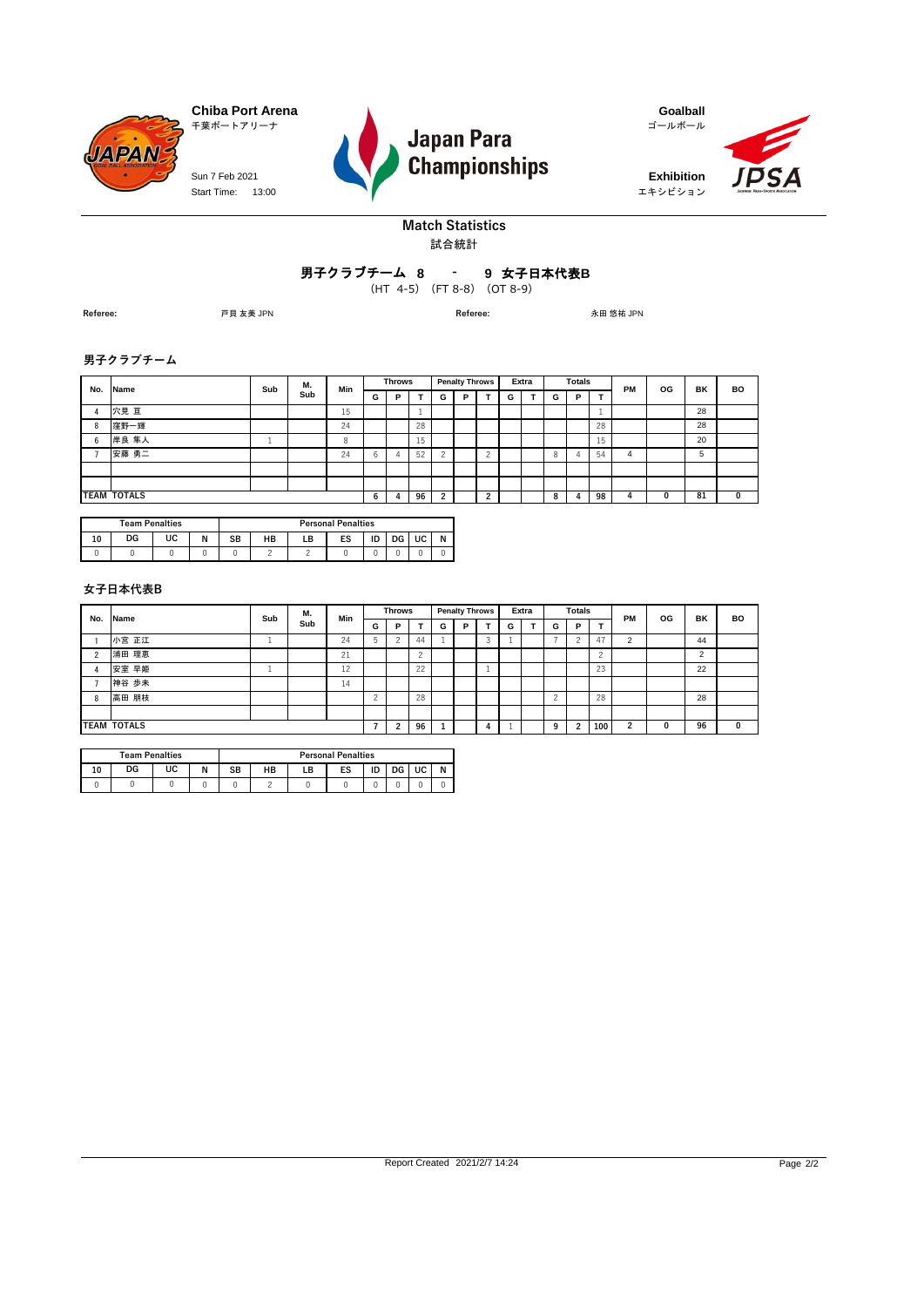**Chiba Port Arena**
千葉ポートアリーナ

Sun 7 Feb 2021
Start Time: 13:00

# Japan Para Championships

**Goalball**
ゴールボール

**Exhibition**
エキシビション

## Match Statistics
試合統計

### 男子クラブチーム 8 - 9 女子日本代表B
(HT 4-5) (FT 8-8) (OT 8-9)

**Referee:** 戸貝 友美 JPN　　**Referee:** 永田 悠祐 JPN

### 男子クラブチーム

| No. | Name | Sub | M. Sub | Min | Throws G | Throws P | Throws T | Penalty Throws G | Penalty Throws P | Penalty Throws T | Extra G | Extra T | Totals G | Totals P | Totals T | PM | OG | BK | BO |
|---|---|---|---|---|---|---|---|---|---|---|---|---|---|---|---|---|---|---|---|
| 4 | 穴見 亘 | | | 15 | | | 1 | | | | | | | | 1 | | | 28 | |
| 8 | 窪野一輝 | | | 24 | | | 28 | | | | | | | | 28 | | | 28 | |
| 6 | 岸良 隼人 | 1 | | 8 | | | 15 | | | | | | | | 15 | | | 20 | |
| 7 | 安藤 勇二 | | | 24 | 6 | 4 | 52 | 2 | | 2 | | | 8 | 4 | 54 | 4 | | 5 | |
| | | | | | | | | | | | | | | | | | | | |
| | | | | | | | | | | | | | | | | | | | |
| TEAM TOTALS | | | | | 6 | 4 | 96 | 2 | | 2 | | | 8 | 4 | 98 | 4 | 0 | 81 | 0 |

| Team Penalties | | | | Personal Penalties | | | | | | | |
|---|---|---|---|---|---|---|---|---|---|---|---|
| 10 | DG | UC | N | SB | HB | LB | ES | ID | DG | UC | N |
| 0 | 0 | 0 | 0 | 0 | 2 | 2 | 0 | 0 | 0 | 0 | 0 |

### 女子日本代表B

| No. | Name | Sub | M. Sub | Min | Throws G | Throws P | Throws T | Penalty Throws G | Penalty Throws P | Penalty Throws T | Extra G | Extra T | Totals G | Totals P | Totals T | PM | OG | BK | BO |
|---|---|---|---|---|---|---|---|---|---|---|---|---|---|---|---|---|---|---|---|
| 1 | 小宮 正江 | 1 | | 24 | 5 | 2 | 44 | 1 | | 3 | 1 | | 7 | 2 | 47 | 2 | | 44 | |
| 2 | 浦田 理恵 | | | 21 | | | 2 | | | | | | | | 2 | | | 2 | |
| 4 | 安室 早姫 | 1 | | 12 | | | 22 | | | 1 | | | | | 23 | | | 22 | |
| 7 | 神谷 歩未 | | | 14 | | | | | | | | | | | | | | | |
| 8 | 高田 朋枝 | | | | 2 | | 28 | | | | | | 2 | | 28 | | | 28 | |
| | | | | | | | | | | | | | | | | | | | |
| TEAM TOTALS | | | | | 7 | 2 | 96 | 1 | | 4 | 1 | | 9 | 2 | 100 | 2 | 0 | 96 | 0 |

| Team Penalties | | | | Personal Penalties | | | | | | | |
|---|---|---|---|---|---|---|---|---|---|---|---|
| 10 | DG | UC | N | SB | HB | LB | ES | ID | DG | UC | N |
| 0 | 0 | 0 | 0 | 0 | 2 | 0 | 0 | 0 | 0 | 0 | 0 |

Report Created 2021/2/7 14:24